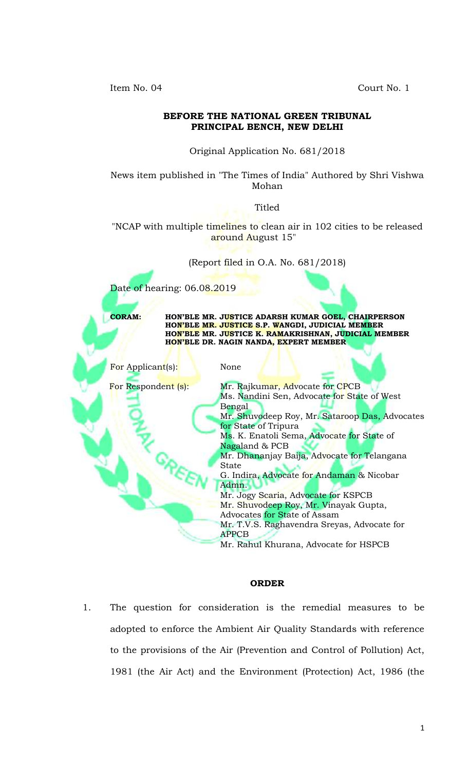Item No. 04 Court No. 1

**BEFORE THE NATIONAL GREEN TRIBUNAL**
**PRINCIPAL BENCH, NEW DELHI**

Original Application No. 681/2018

News item published in "The Times of India" Authored by Shri Vishwa Mohan

Titled

"NCAP with multiple timelines to clean air in 102 cities to be released around August 15"

(Report filed in O.A. No. 681/2018)

Date of hearing: 06.08.2019

**CORAM:** **HON'BLE MR. JUSTICE ADARSH KUMAR GOEL, CHAIRPERSON**
**HON'BLE MR. JUSTICE S.P. WANGDI, JUDICIAL MEMBER**
**HON'BLE MR. JUSTICE K. RAMAKRISHNAN, JUDICIAL MEMBER**
**HON'BLE DR. NAGIN NANDA, EXPERT MEMBER**

For Applicant(s): None

For Respondent (s):
Mr. Rajkumar, Advocate for CPCB
Ms. Nandini Sen, Advocate for State of West Bengal
Mr. Shuvodeep Roy, Mr. Sataroop Das, Advocates for State of Tripura
Ms. K. Enatoli Sema, Advocate for State of Nagaland & PCB
Mr. Dhananjay Baija, Advocate for Telangana State
G. Indira, Advocate for Andaman & Nicobar Admn.
Mr. Jogy Scaria, Advocate for KSPCB
Mr. Shuvodeep Roy, Mr. Vinayak Gupta, Advocates for State of Assam
Mr. T.V.S. Raghavendra Sreyas, Advocate for APPCB
Mr. Rahul Khurana, Advocate for HSPCB

**ORDER**

1. The question for consideration is the remedial measures to be adopted to enforce the Ambient Air Quality Standards with reference to the provisions of the Air (Prevention and Control of Pollution) Act, 1981 (the Air Act) and the Environment (Protection) Act, 1986 (the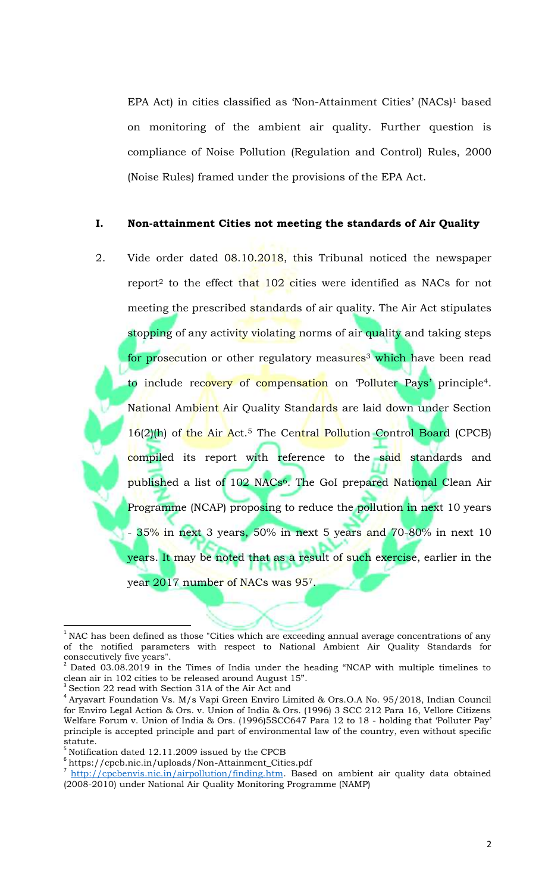EPA Act) in cities classified as 'Non-Attainment Cities' (NACs)[1] based on monitoring of the ambient air quality. Further question is compliance of Noise Pollution (Regulation and Control) Rules, 2000 (Noise Rules) framed under the provisions of the EPA Act.

## I. Non-attainment Cities not meeting the standards of Air Quality

2. Vide order dated 08.10.2018, this Tribunal noticed the newspaper report[2] to the effect that 102 cities were identified as NACs for not meeting the prescribed standards of air quality. The Air Act stipulates stopping of any activity violating norms of air quality and taking steps for prosecution or other regulatory measures[3] which have been read to include recovery of compensation on 'Polluter Pays' principle[4]. National Ambient Air Quality Standards are laid down under Section 16(2)(h) of the Air Act.[5] The Central Pollution Control Board (CPCB) compiled its report with reference to the said standards and published a list of 102 NACs[6]. The GoI prepared National Clean Air Programme (NCAP) proposing to reduce the pollution in next 10 years - 35% in next 3 years, 50% in next 5 years and 70-80% in next 10 years. It may be noted that as a result of such exercise, earlier in the year 2017 number of NACs was 95[7].

---

[1] NAC has been defined as those "Cities which are exceeding annual average concentrations of any of the notified parameters with respect to National Ambient Air Quality Standards for consecutively five years".

[2] Dated 03.08.2019 in the Times of India under the heading "NCAP with multiple timelines to clean air in 102 cities to be released around August 15".

[3] Section 22 read with Section 31A of the Air Act and

[4] Aryavart Foundation Vs. M/s Vapi Green Enviro Limited & Ors.O.A No. 95/2018, Indian Council for Enviro Legal Action & Ors. v. Union of India & Ors. (1996) 3 SCC 212 Para 16, Vellore Citizens Welfare Forum v. Union of India & Ors. (1996)5SCC647 Para 12 to 18 - holding that 'Polluter Pay' principle is accepted principle and part of environmental law of the country, even without specific statute.

[5] Notification dated 12.11.2009 issued by the CPCB

[6] https://cpcb.nic.in/uploads/Non-Attainment_Cities.pdf

[7] http://cpcbenvis.nic.in/airpollution/finding.htm. Based on ambient air quality data obtained (2008-2010) under National Air Quality Monitoring Programme (NAMP)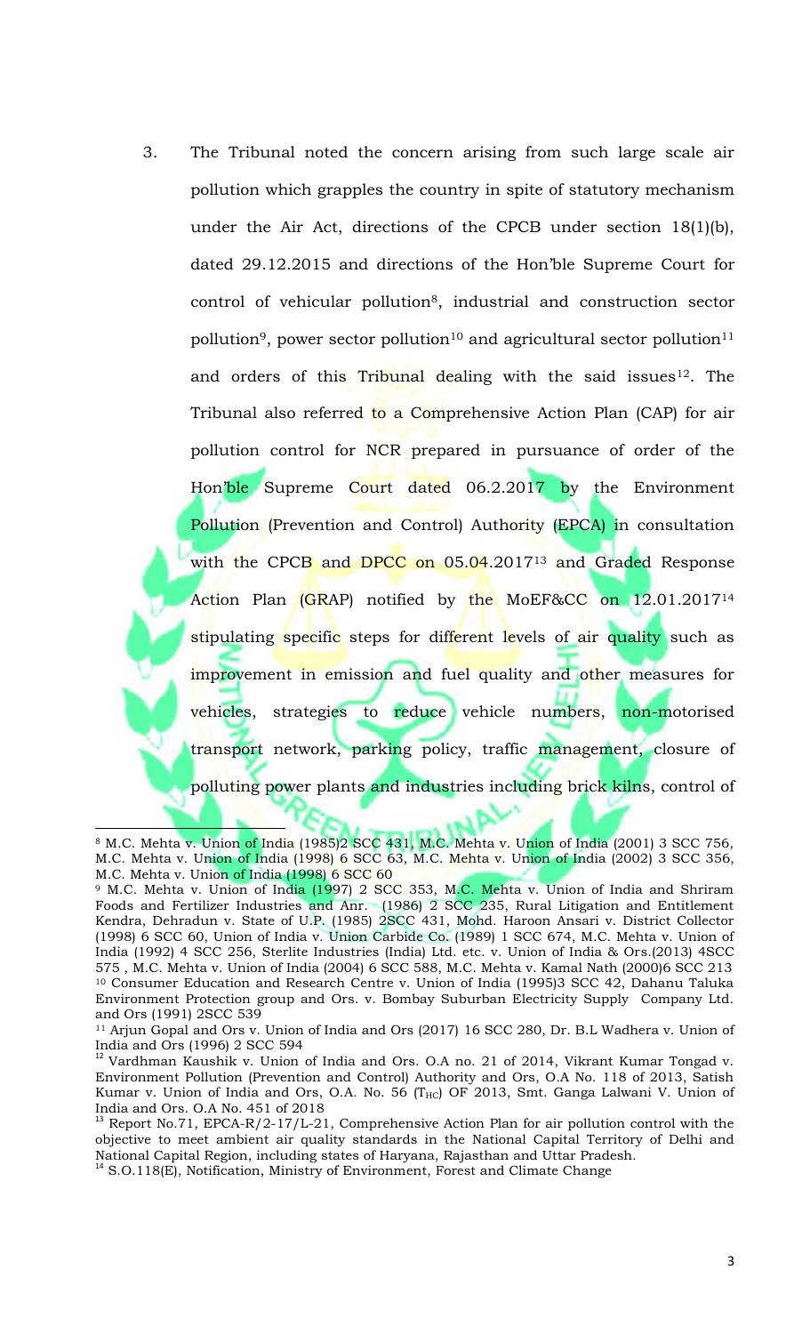3. The Tribunal noted the concern arising from such large scale air pollution which grapples the country in spite of statutory mechanism under the Air Act, directions of the CPCB under section 18(1)(b), dated 29.12.2015 and directions of the Hon'ble Supreme Court for control of vehicular pollution[8], industrial and construction sector pollution[9], power sector pollution[10] and agricultural sector pollution[11] and orders of this Tribunal dealing with the said issues[12]. The Tribunal also referred to a Comprehensive Action Plan (CAP) for air pollution control for NCR prepared in pursuance of order of the Hon'ble Supreme Court dated 06.2.2017 by the Environment Pollution (Prevention and Control) Authority (EPCA) in consultation with the CPCB and DPCC on 05.04.2017[13] and Graded Response Action Plan (GRAP) notified by the MoEF&CC on 12.01.2017[14] stipulating specific steps for different levels of air quality such as improvement in emission and fuel quality and other measures for vehicles, strategies to reduce vehicle numbers, non-motorised transport network, parking policy, traffic management, closure of polluting power plants and industries including brick kilns, control of

---

[8] M.C. Mehta v. Union of India (1985)2 SCC 431, M.C. Mehta v. Union of India (2001) 3 SCC 756, M.C. Mehta v. Union of India (1998) 6 SCC 63, M.C. Mehta v. Union of India (2002) 3 SCC 356, M.C. Mehta v. Union of India (1998) 6 SCC 60

[9] M.C. Mehta v. Union of India (1997) 2 SCC 353, M.C. Mehta v. Union of India and Shriram Foods and Fertilizer Industries and Anr. (1986) 2 SCC 235, Rural Litigation and Entitlement Kendra, Dehradun v. State of U.P. (1985) 2SCC 431, Mohd. Haroon Ansari v. District Collector (1998) 6 SCC 60, Union of India v. Union Carbide Co. (1989) 1 SCC 674, M.C. Mehta v. Union of India (1992) 4 SCC 256, Sterlite Industries (India) Ltd. etc. v. Union of India & Ors.(2013) 4SCC 575 , M.C. Mehta v. Union of India (2004) 6 SCC 588, M.C. Mehta v. Kamal Nath (2000)6 SCC 213

[10] Consumer Education and Research Centre v. Union of India (1995)3 SCC 42, Dahanu Taluka Environment Protection group and Ors. v. Bombay Suburban Electricity Supply Company Ltd. and Ors (1991) 2SCC 539

[11] Arjun Gopal and Ors v. Union of India and Ors (2017) 16 SCC 280, Dr. B.L Wadhera v. Union of India and Ors (1996) 2 SCC 594

[12] Vardhman Kaushik v. Union of India and Ors. O.A no. 21 of 2014, Vikrant Kumar Tongad v. Environment Pollution (Prevention and Control) Authority and Ors, O.A No. 118 of 2013, Satish Kumar v. Union of India and Ors, O.A. No. 56 ($T_{HC}$) OF 2013, Smt. Ganga Lalwani V. Union of India and Ors. O.A No. 451 of 2018

[13] Report No.71, EPCA-R/2-17/L-21, Comprehensive Action Plan for air pollution control with the objective to meet ambient air quality standards in the National Capital Territory of Delhi and National Capital Region, including states of Haryana, Rajasthan and Uttar Pradesh.

[14] S.O.118(E), Notification, Ministry of Environment, Forest and Climate Change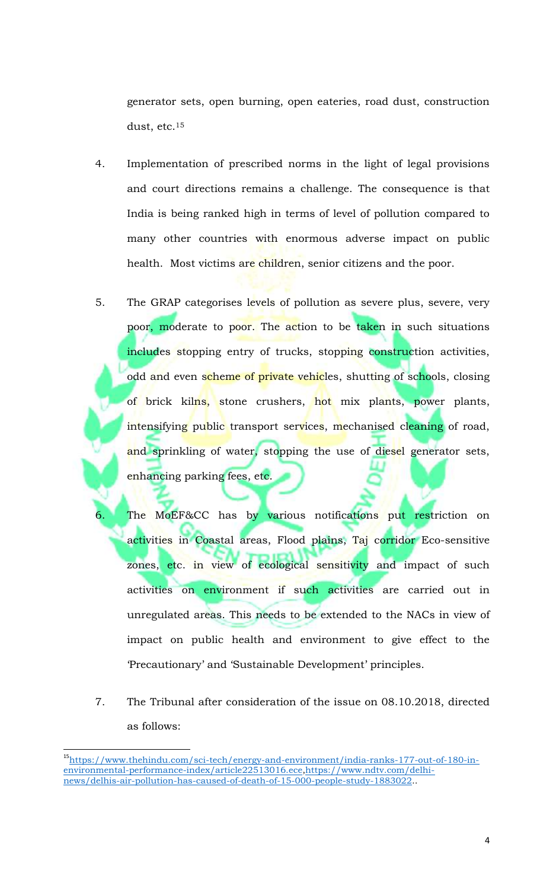generator sets, open burning, open eateries, road dust, construction dust, etc.[15]

4. Implementation of prescribed norms in the light of legal provisions and court directions remains a challenge. The consequence is that India is being ranked high in terms of level of pollution compared to many other countries with enormous adverse impact on public health. Most victims are children, senior citizens and the poor.

5. The GRAP categorises levels of pollution as severe plus, severe, very poor, moderate to poor. The action to be taken in such situations includes stopping entry of trucks, stopping construction activities, odd and even scheme of private vehicles, shutting of schools, closing of brick kilns, stone crushers, hot mix plants, power plants, intensifying public transport services, mechanised cleaning of road, and sprinkling of water, stopping the use of diesel generator sets, enhancing parking fees, etc.

6. The MoEF&CC has by various notifications put restriction on activities in Coastal areas, Flood plains, Taj corridor Eco-sensitive zones, etc. in view of ecological sensitivity and impact of such activities on environment if such activities are carried out in unregulated areas. This needs to be extended to the NACs in view of impact on public health and environment to give effect to the 'Precautionary' and 'Sustainable Development' principles.

7. The Tribunal after consideration of the issue on 08.10.2018, directed as follows:

---

[15] https://www.thehindu.com/sci-tech/energy-and-environment/india-ranks-177-out-of-180-in-environmental-performance-index/article22513016.ece, https://www.ndtv.com/delhi-news/delhis-air-pollution-has-caused-of-death-of-15-000-people-study-1883022..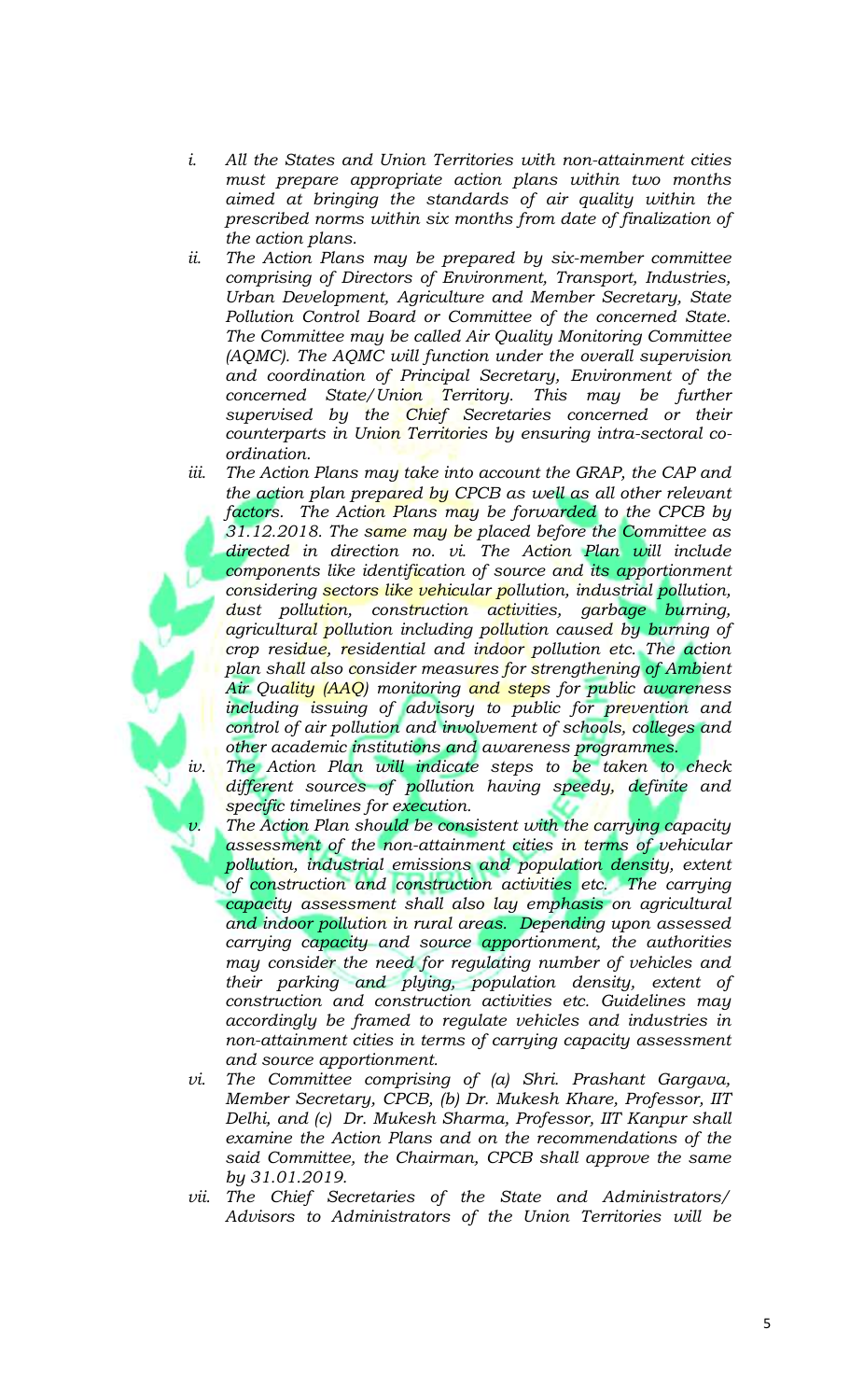1. *All the States and Union Territories with non-attainment cities must prepare appropriate action plans within two months aimed at bringing the standards of air quality within the prescribed norms within six months from date of finalization of the action plans.*
2. *The Action Plans may be prepared by six-member committee comprising of Directors of Environment, Transport, Industries, Urban Development, Agriculture and Member Secretary, State Pollution Control Board or Committee of the concerned State. The Committee may be called Air Quality Monitoring Committee (AQMC). The AQMC will function under the overall supervision and coordination of Principal Secretary, Environment of the concerned State/Union Territory. This may be further supervised by the Chief Secretaries concerned or their counterparts in Union Territories by ensuring intra-sectoral co-ordination.*
3. *The Action Plans may take into account the GRAP, the CAP and the action plan prepared by CPCB as well as all other relevant factors. The Action Plans may be forwarded to the CPCB by 31.12.2018. The same may be placed before the Committee as directed in direction no. vi. The Action Plan will include components like identification of source and its apportionment considering sectors like vehicular pollution, industrial pollution, dust pollution, construction activities, garbage burning, agricultural pollution including pollution caused by burning of crop residue, residential and indoor pollution etc. The action plan shall also consider measures for strengthening of Ambient Air Quality (AAQ) monitoring and steps for public awareness including issuing of advisory to public for prevention and control of air pollution and involvement of schools, colleges and other academic institutions and awareness programmes.*
4. *The Action Plan will indicate steps to be taken to check different sources of pollution having speedy, definite and specific timelines for execution.*
5. *The Action Plan should be consistent with the carrying capacity assessment of the non-attainment cities in terms of vehicular pollution, industrial emissions and population density, extent of construction and construction activities etc. The carrying capacity assessment shall also lay emphasis on agricultural and indoor pollution in rural areas. Depending upon assessed carrying capacity and source apportionment, the authorities may consider the need for regulating number of vehicles and their parking and plying, population density, extent of construction and construction activities etc. Guidelines may accordingly be framed to regulate vehicles and industries in non-attainment cities in terms of carrying capacity assessment and source apportionment.*
6. *The Committee comprising of (a) Shri. Prashant Gargava, Member Secretary, CPCB, (b) Dr. Mukesh Khare, Professor, IIT Delhi, and (c) Dr. Mukesh Sharma, Professor, IIT Kanpur shall examine the Action Plans and on the recommendations of the said Committee, the Chairman, CPCB shall approve the same by 31.01.2019.*
7. *The Chief Secretaries of the State and Administrators/ Advisors to Administrators of the Union Territories will be*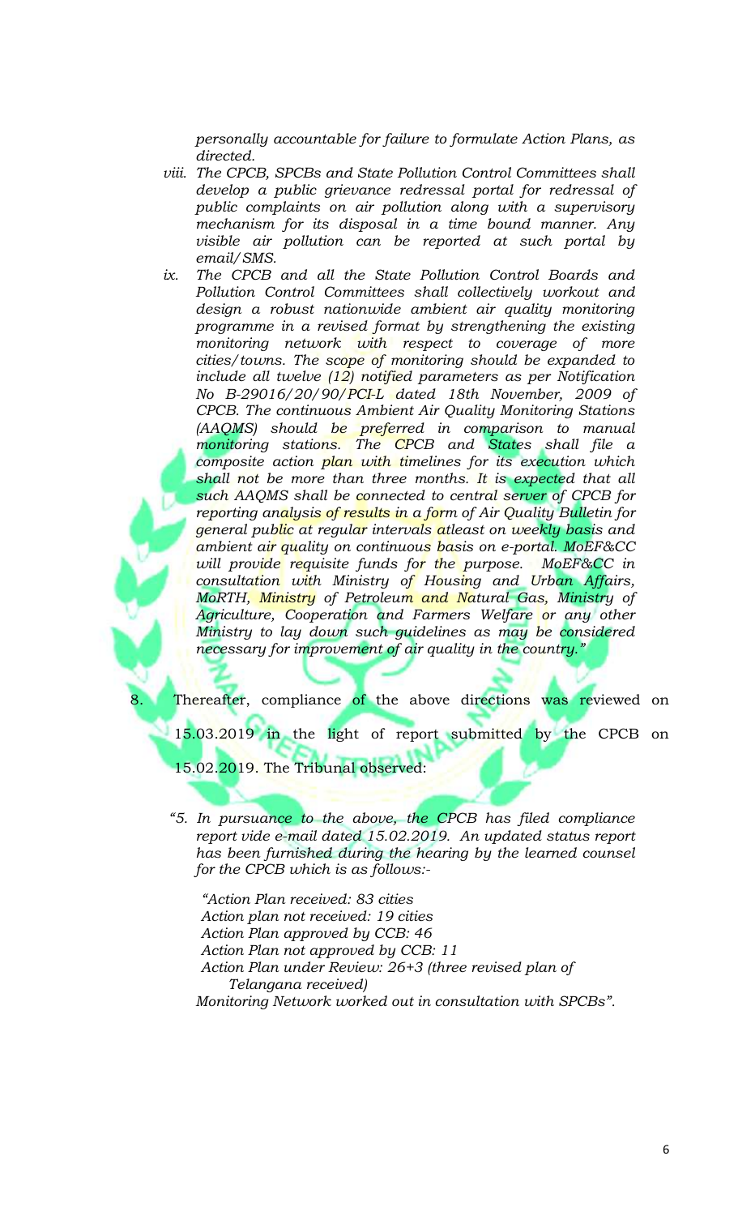*personally accountable for failure to formulate Action Plans, as directed.*

*viii. The CPCB, SPCBs and State Pollution Control Committees shall develop a public grievance redressal portal for redressal of public complaints on air pollution along with a supervisory mechanism for its disposal in a time bound manner. Any visible air pollution can be reported at such portal by email/SMS.*

*ix. The CPCB and all the State Pollution Control Boards and Pollution Control Committees shall collectively workout and design a robust nationwide ambient air quality monitoring programme in a revised format by strengthening the existing monitoring network with respect to coverage of more cities/towns. The scope of monitoring should be expanded to include all twelve (12) notified parameters as per Notification No B-29016/20/90/PCI-L dated 18th November, 2009 of CPCB. The continuous Ambient Air Quality Monitoring Stations (AAQMS) should be preferred in comparison to manual monitoring stations. The CPCB and States shall file a composite action plan with timelines for its execution which shall not be more than three months. It is expected that all such AAQMS shall be connected to central server of CPCB for reporting analysis of results in a form of Air Quality Bulletin for general public at regular intervals atleast on weekly basis and ambient air quality on continuous basis on e-portal. MoEF&CC will provide requisite funds for the purpose. MoEF&CC in consultation with Ministry of Housing and Urban Affairs, MoRTH, Ministry of Petroleum and Natural Gas, Ministry of Agriculture, Cooperation and Farmers Welfare or any other Ministry to lay down such guidelines as may be considered necessary for improvement of air quality in the country."*

8. Thereafter, compliance of the above directions was reviewed on 15.03.2019 in the light of report submitted by the CPCB on 15.02.2019. The Tribunal observed:

*"5. In pursuance to the above, the CPCB has filed compliance report vide e-mail dated 15.02.2019. An updated status report has been furnished during the hearing by the learned counsel for the CPCB which is as follows:-*

*"Action Plan received: 83 cities*
*Action plan not received: 19 cities*
*Action Plan approved by CCB: 46*
*Action Plan not approved by CCB: 11*
*Action Plan under Review: 26+3 (three revised plan of Telangana received)*
*Monitoring Network worked out in consultation with SPCBs".*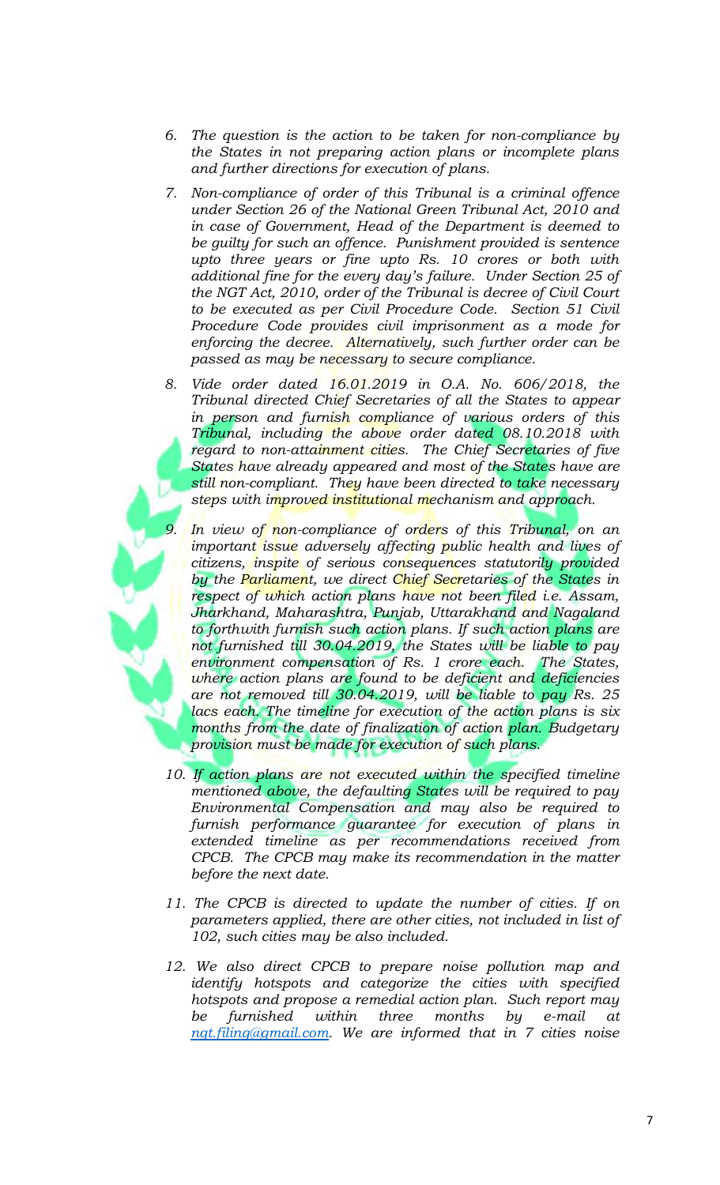6. *The question is the action to be taken for non-compliance by the States in not preparing action plans or incomplete plans and further directions for execution of plans.*

7. *Non-compliance of order of this Tribunal is a criminal offence under Section 26 of the National Green Tribunal Act, 2010 and in case of Government, Head of the Department is deemed to be guilty for such an offence. Punishment provided is sentence upto three years or fine upto Rs. 10 crores or both with additional fine for the every day's failure. Under Section 25 of the NGT Act, 2010, order of the Tribunal is decree of Civil Court to be executed as per Civil Procedure Code. Section 51 Civil Procedure Code provides civil imprisonment as a mode for enforcing the decree. Alternatively, such further order can be passed as may be necessary to secure compliance.*

8. *Vide order dated 16.01.2019 in O.A. No. 606/2018, the Tribunal directed Chief Secretaries of all the States to appear in person and furnish compliance of various orders of this Tribunal, including the above order dated 08.10.2018 with regard to non-attainment cities. The Chief Secretaries of five States have already appeared and most of the States have are still non-compliant. They have been directed to take necessary steps with improved institutional mechanism and approach.*

9. *In view of non-compliance of orders of this Tribunal, on an important issue adversely affecting public health and lives of citizens, inspite of serious consequences statutorily provided by the Parliament, we direct Chief Secretaries of the States in respect of which action plans have not been filed i.e. Assam, Jharkhand, Maharashtra, Punjab, Uttarakhand and Nagaland to forthwith furnish such action plans. If such action plans are not furnished till 30.04.2019, the States will be liable to pay environment compensation of Rs. 1 crore each. The States, where action plans are found to be deficient and deficiencies are not removed till 30.04.2019, will be liable to pay Rs. 25 lacs each. The timeline for execution of the action plans is six months from the date of finalization of action plan. Budgetary provision must be made for execution of such plans.*

10. *If action plans are not executed within the specified timeline mentioned above, the defaulting States will be required to pay Environmental Compensation and may also be required to furnish performance guarantee for execution of plans in extended timeline as per recommendations received from CPCB. The CPCB may make its recommendation in the matter before the next date.*

11. *The CPCB is directed to update the number of cities. If on parameters applied, there are other cities, not included in list of 102, such cities may be also included.*

12. *We also direct CPCB to prepare noise pollution map and identify hotspots and categorize the cities with specified hotspots and propose a remedial action plan. Such report may be furnished within three months by e-mail at ngt.filing@gmail.com. We are informed that in 7 cities noise*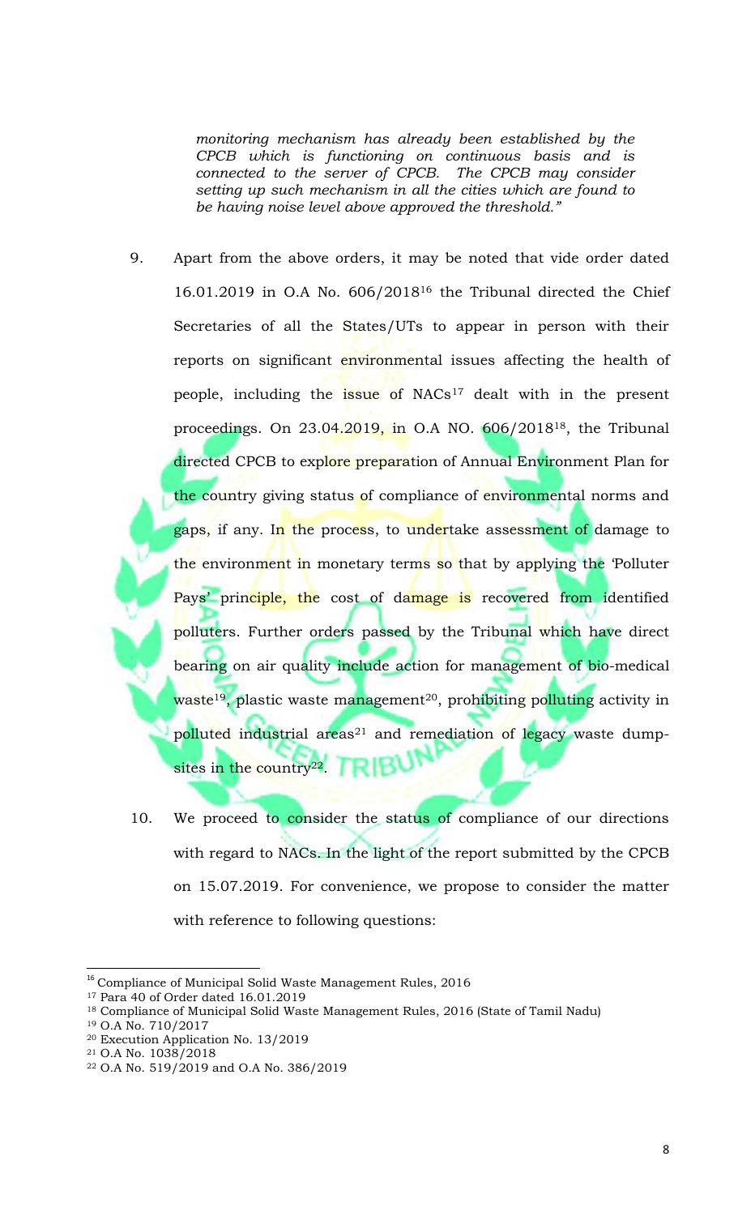*monitoring mechanism has already been established by the CPCB which is functioning on continuous basis and is connected to the server of CPCB. The CPCB may consider setting up such mechanism in all the cities which are found to be having noise level above approved the threshold."*

9. Apart from the above orders, it may be noted that vide order dated 16.01.2019 in O.A No. 606/2018[16] the Tribunal directed the Chief Secretaries of all the States/UTs to appear in person with their reports on significant environmental issues affecting the health of people, including the issue of NACs[17] dealt with in the present proceedings. On 23.04.2019, in O.A NO. 606/2018[18], the Tribunal directed CPCB to explore preparation of Annual Environment Plan for the country giving status of compliance of environmental norms and gaps, if any. In the process, to undertake assessment of damage to the environment in monetary terms so that by applying the 'Polluter Pays' principle, the cost of damage is recovered from identified polluters. Further orders passed by the Tribunal which have direct bearing on air quality include action for management of bio-medical waste[19], plastic waste management[20], prohibiting polluting activity in polluted industrial areas[21] and remediation of legacy waste dump-sites in the country[22].

10. We proceed to consider the status of compliance of our directions with regard to NACs. In the light of the report submitted by the CPCB on 15.07.2019. For convenience, we propose to consider the matter with reference to following questions:

---

[16] Compliance of Municipal Solid Waste Management Rules, 2016

[17] Para 40 of Order dated 16.01.2019

[18] Compliance of Municipal Solid Waste Management Rules, 2016 (State of Tamil Nadu)

[19] O.A No. 710/2017

[20] Execution Application No. 13/2019

[21] O.A No. 1038/2018

[22] O.A No. 519/2019 and O.A No. 386/2019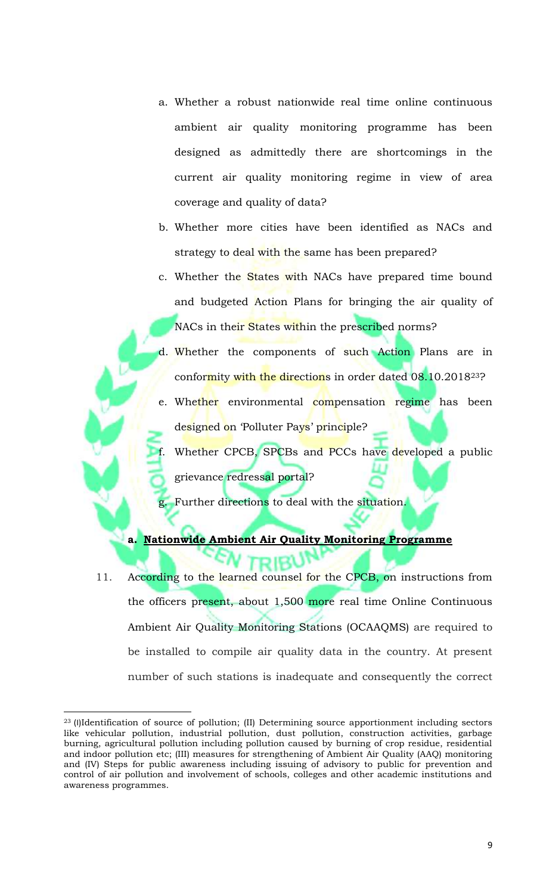a. Whether a robust nationwide real time online continuous ambient air quality monitoring programme has been designed as admittedly there are shortcomings in the current air quality monitoring regime in view of area coverage and quality of data?

b. Whether more cities have been identified as NACs and strategy to deal with the same has been prepared?

c. Whether the States with NACs have prepared time bound and budgeted Action Plans for bringing the air quality of NACs in their States within the prescribed norms?

d. Whether the components of such Action Plans are in conformity with the directions in order dated 08.10.2018[23]?

e. Whether environmental compensation regime has been designed on 'Polluter Pays' principle?

f. Whether CPCB, SPCBs and PCCs have developed a public grievance redressal portal?

g. Further directions to deal with the situation.

**a. <u>Nationwide Ambient Air Quality Monitoring Programme</u>**

11. According to the learned counsel for the CPCB, on instructions from the officers present, about 1,500 more real time Online Continuous Ambient Air Quality Monitoring Stations (OCAAQMS) are required to be installed to compile air quality data in the country. At present number of such stations is inadequate and consequently the correct

---

[23] (I)Identification of source of pollution; (II) Determining source apportionment including sectors like vehicular pollution, industrial pollution, dust pollution, construction activities, garbage burning, agricultural pollution including pollution caused by burning of crop residue, residential and indoor pollution etc; (III) measures for strengthening of Ambient Air Quality (AAQ) monitoring and (IV) Steps for public awareness including issuing of advisory to public for prevention and control of air pollution and involvement of schools, colleges and other academic institutions and awareness programmes.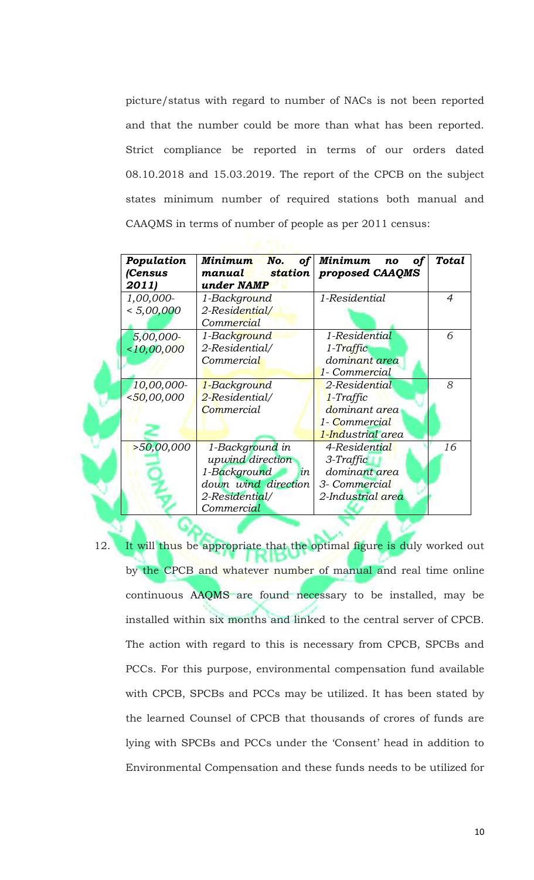picture/status with regard to number of NACs is not been reported and that the number could be more than what has been reported. Strict compliance be reported in terms of our orders dated 08.10.2018 and 15.03.2019. The report of the CPCB on the subject states minimum number of required stations both manual and CAAQMS in terms of number of people as per 2011 census:

| ***Population (Census 2011)*** | ***Minimum No. of manual station under NAMP*** | ***Minimum no of proposed CAAQMS*** | ***Total*** |
|---|---|---|---|
| *1,00,000- < 5,00,000* | *1-Background*<br>*2-Residential/ Commercial* | *1-Residential* | *4* |
| *5,00,000- <10,00,000* | *1-Background*<br>*2-Residential/ Commercial* | *1-Residential*<br>*1-Traffic dominant area*<br>*1- Commercial* | *6* |
| *10,00,000- <50,00,000* | *1-Background*<br>*2-Residential/ Commercial* | *2-Residential*<br>*1-Traffic dominant area*<br>*1- Commercial*<br>*1-Industrial area* | *8* |
| *>50,00,000* | *1-Background in upwind direction*<br>*1-Background in down wind direction*<br>*2-Residential/ Commercial* | *4-Residential*<br>*3-Traffic dominant area*<br>*3- Commercial*<br>*2-Industrial area* | *16* |

12. It will thus be appropriate that the optimal figure is duly worked out by the CPCB and whatever number of manual and real time online continuous AAQMS are found necessary to be installed, may be installed within six months and linked to the central server of CPCB. The action with regard to this is necessary from CPCB, SPCBs and PCCs. For this purpose, environmental compensation fund available with CPCB, SPCBs and PCCs may be utilized. It has been stated by the learned Counsel of CPCB that thousands of crores of funds are lying with SPCBs and PCCs under the 'Consent' head in addition to Environmental Compensation and these funds needs to be utilized for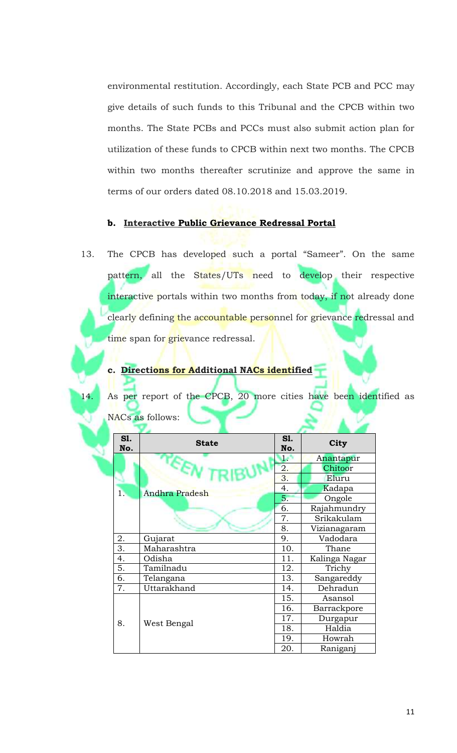environmental restitution. Accordingly, each State PCB and PCC may give details of such funds to this Tribunal and the CPCB within two months. The State PCBs and PCCs must also submit action plan for utilization of these funds to CPCB within next two months. The CPCB within two months thereafter scrutinize and approve the same in terms of our orders dated 08.10.2018 and 15.03.2019.

**b. <u>Interactive Public Grievance Redressal Portal</u>**

13. The CPCB has developed such a portal "Sameer". On the same pattern, all the States/UTs need to develop their respective interactive portals within two months from today, if not already done clearly defining the accountable personnel for grievance redressal and time span for grievance redressal.

**c. <u>Directions for Additional NACs identified</u>**

14. As per report of the CPCB, 20 more cities have been identified as NACs as follows:

| Sl. No. | State | Sl. No. | City |
|---|---|---|---|
| 1. | Andhra Pradesh | 1. | Anantapur |
| | | 2. | Chitoor |
| | | 3. | Eluru |
| | | 4. | Kadapa |
| | | 5. | Ongole |
| | | 6. | Rajahmundry |
| | | 7. | Srikakulam |
| | | 8. | Vizianagaram |
| 2. | Gujarat | 9. | Vadodara |
| 3. | Maharashtra | 10. | Thane |
| 4. | Odisha | 11. | Kalinga Nagar |
| 5. | Tamilnadu | 12. | Trichy |
| 6. | Telangana | 13. | Sangareddy |
| 7. | Uttarakhand | 14. | Dehradun |
| 8. | West Bengal | 15. | Asansol |
| | | 16. | Barrackpore |
| | | 17. | Durgapur |
| | | 18. | Haldia |
| | | 19. | Howrah |
| | | 20. | Raniganj |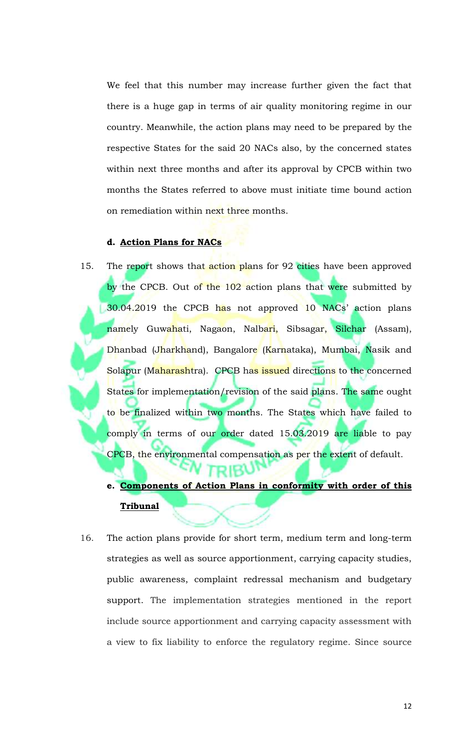We feel that this number may increase further given the fact that there is a huge gap in terms of air quality monitoring regime in our country. Meanwhile, the action plans may need to be prepared by the respective States for the said 20 NACs also, by the concerned states within next three months and after its approval by CPCB within two months the States referred to above must initiate time bound action on remediation within next three months.

**d. <u>Action Plans for NACs</u>**

15. The report shows that action plans for 92 cities have been approved by the CPCB. Out of the 102 action plans that were submitted by 30.04.2019 the CPCB has not approved 10 NACs' action plans namely Guwahati, Nagaon, Nalbari, Sibsagar, Silchar (Assam), Dhanbad (Jharkhand), Bangalore (Karnataka), Mumbai, Nasik and Solapur (Maharashtra). CPCB has issued directions to the concerned States for implementation/revision of the said plans. The same ought to be finalized within two months. The States which have failed to comply in terms of our order dated 15.03.2019 are liable to pay CPCB, the environmental compensation as per the extent of default.

**e. <u>Components of Action Plans in conformity with order of this Tribunal</u>**

16. The action plans provide for short term, medium term and long-term strategies as well as source apportionment, carrying capacity studies, public awareness, complaint redressal mechanism and budgetary support. The implementation strategies mentioned in the report include source apportionment and carrying capacity assessment with a view to fix liability to enforce the regulatory regime. Since source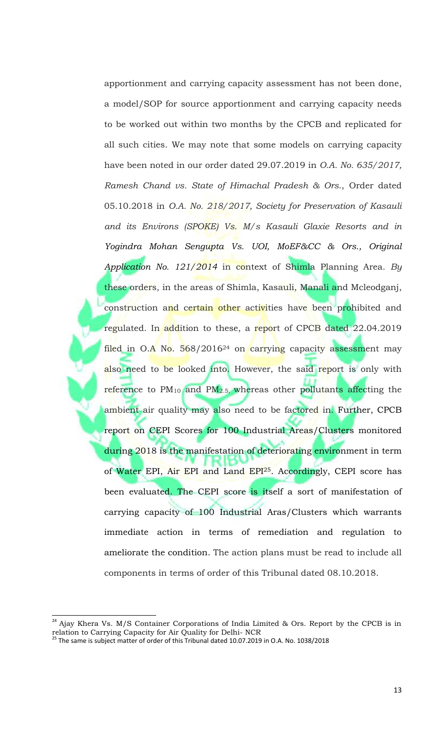apportionment and carrying capacity assessment has not been done, a model/SOP for source apportionment and carrying capacity needs to be worked out within two months by the CPCB and replicated for all such cities. We may note that some models on carrying capacity have been noted in our order dated 29.07.2019 in *O.A. No. 635/2017, Ramesh Chand vs. State of Himachal Pradesh & Ors.*, Order dated 05.10.2018 in *O.A. No. 218/2017, Society for Preservation of Kasauli and its Environs (SPOKE) Vs. M/s Kasauli Glaxie Resorts and in Yogindra Mohan Sengupta Vs. UOI, MoEF&CC & Ors., Original Application No. 121/2014* in context of Shimla Planning Area. *By* these orders, in the areas of Shimla, Kasauli, Manali and Mcleodganj, construction and certain other activities have been prohibited and regulated. In addition to these, a report of CPCB dated 22.04.2019 filed in O.A No. 568/2016[24] on carrying capacity assessment may also need to be looked into. However, the said report is only with reference to $PM_{10}$ and $PM_{2.5}$, whereas other pollutants affecting the ambient air quality may also need to be factored in. Further, CPCB report on CEPI Scores for 100 Industrial Areas/Clusters monitored during 2018 is the manifestation of deteriorating environment in term of Water EPI, Air EPI and Land EPI[25]. Accordingly, CEPI score has been evaluated. The CEPI score is itself a sort of manifestation of carrying capacity of 100 Industrial Aras/Clusters which warrants immediate action in terms of remediation and regulation to ameliorate the condition. The action plans must be read to include all components in terms of order of this Tribunal dated 08.10.2018.

---

[24] Ajay Khera Vs. M/S Container Corporations of India Limited & Ors. Report by the CPCB is in relation to Carrying Capacity for Air Quality for Delhi- NCR

[25] The same is subject matter of order of this Tribunal dated 10.07.2019 in O.A. No. 1038/2018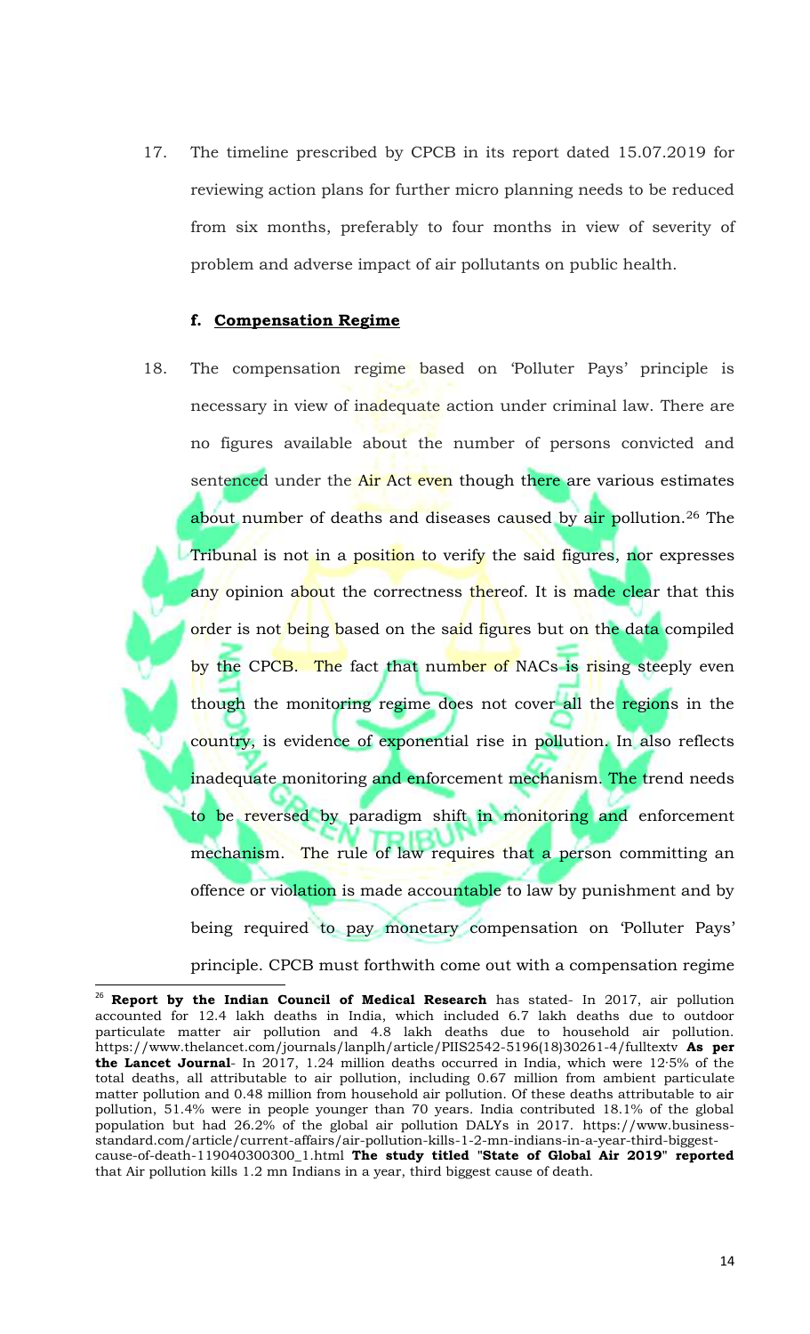17. The timeline prescribed by CPCB in its report dated 15.07.2019 for reviewing action plans for further micro planning needs to be reduced from six months, preferably to four months in view of severity of problem and adverse impact of air pollutants on public health.

#### f. **Compensation Regime**

18. The compensation regime based on 'Polluter Pays' principle is necessary in view of inadequate action under criminal law. There are no figures available about the number of persons convicted and sentenced under the Air Act even though there are various estimates about number of deaths and diseases caused by air pollution.[26] The Tribunal is not in a position to verify the said figures, nor expresses any opinion about the correctness thereof. It is made clear that this order is not being based on the said figures but on the data compiled by the CPCB. The fact that number of NACs is rising steeply even though the monitoring regime does not cover all the regions in the country, is evidence of exponential rise in pollution. In also reflects inadequate monitoring and enforcement mechanism. The trend needs to be reversed by paradigm shift in monitoring and enforcement mechanism. The rule of law requires that a person committing an offence or violation is made accountable to law by punishment and by being required to pay monetary compensation on 'Polluter Pays' principle. CPCB must forthwith come out with a compensation regime

---

[26] **Report by the Indian Council of Medical Research** has stated- In 2017, air pollution accounted for 12.4 lakh deaths in India, which included 6.7 lakh deaths due to outdoor particulate matter air pollution and 4.8 lakh deaths due to household air pollution. https://www.thelancet.com/journals/lanplh/article/PIIS2542-5196(18)30261-4/fulltextv **As per the Lancet Journal**- In 2017, 1.24 million deaths occurred in India, which were 12·5% of the total deaths, all attributable to air pollution, including 0.67 million from ambient particulate matter pollution and 0.48 million from household air pollution. Of these deaths attributable to air pollution, 51.4% were in people younger than 70 years. India contributed 18.1% of the global population but had 26.2% of the global air pollution DALYs in 2017. https://www.business-standard.com/article/current-affairs/air-pollution-kills-1-2-mn-indians-in-a-year-third-biggest-cause-of-death-119040300300_1.html **The study titled "State of Global Air 2019" reported** that Air pollution kills 1.2 mn Indians in a year, third biggest cause of death.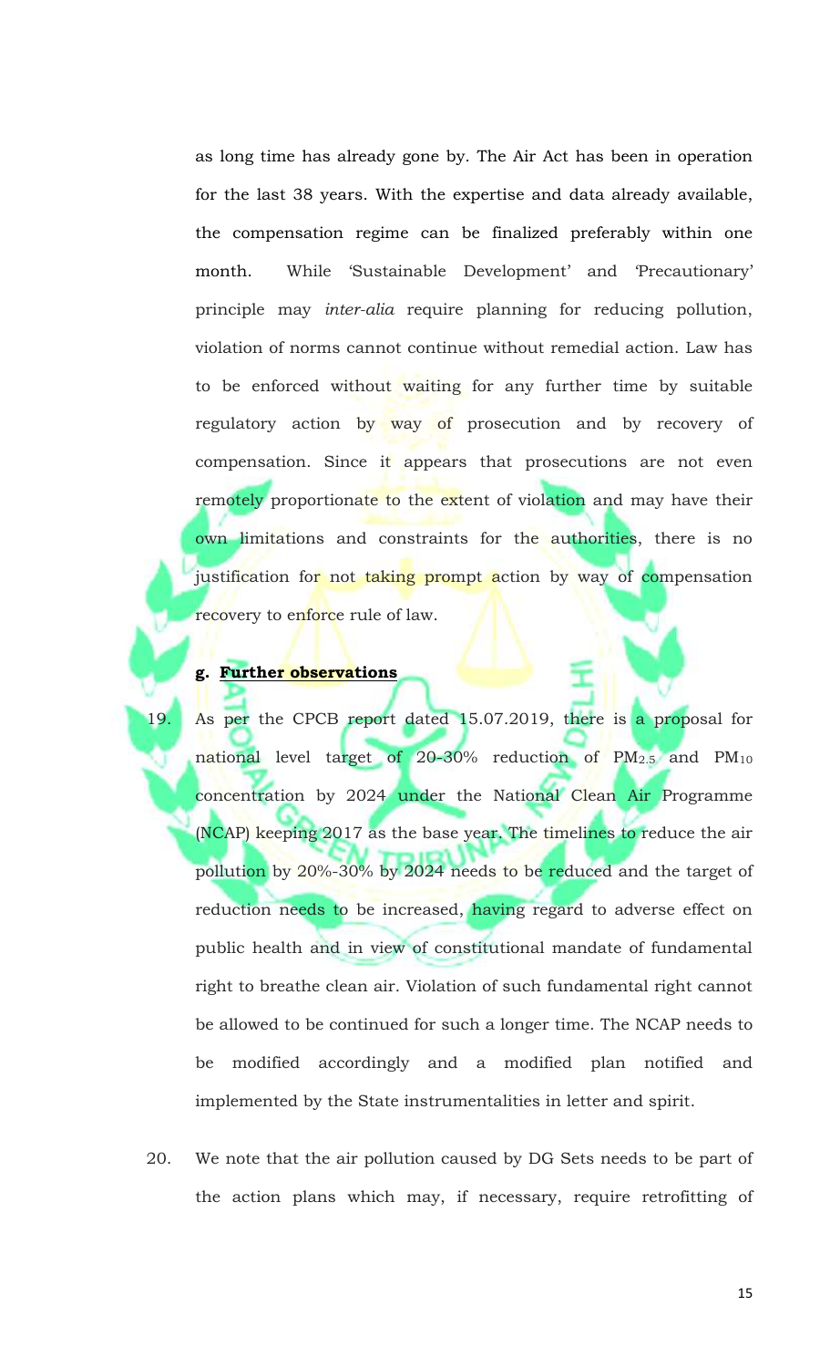as long time has already gone by. The Air Act has been in operation for the last 38 years. With the expertise and data already available, the compensation regime can be finalized preferably within one month. While 'Sustainable Development' and 'Precautionary' principle may *inter-alia* require planning for reducing pollution, violation of norms cannot continue without remedial action. Law has to be enforced without waiting for any further time by suitable regulatory action by way of prosecution and by recovery of compensation. Since it appears that prosecutions are not even remotely proportionate to the extent of violation and may have their own limitations and constraints for the authorities, there is no justification for not taking prompt action by way of compensation recovery to enforce rule of law.

**g. <u>Further observations</u>**

19. As per the CPCB report dated 15.07.2019, there is a proposal for national level target of 20-30% reduction of $PM_{2.5}$ and $PM_{10}$ concentration by 2024 under the National Clean Air Programme (NCAP) keeping 2017 as the base year. The timelines to reduce the air pollution by 20%-30% by 2024 needs to be reduced and the target of reduction needs to be increased, having regard to adverse effect on public health and in view of constitutional mandate of fundamental right to breathe clean air. Violation of such fundamental right cannot be allowed to be continued for such a longer time. The NCAP needs to be modified accordingly and a modified plan notified and implemented by the State instrumentalities in letter and spirit.

20. We note that the air pollution caused by DG Sets needs to be part of the action plans which may, if necessary, require retrofitting of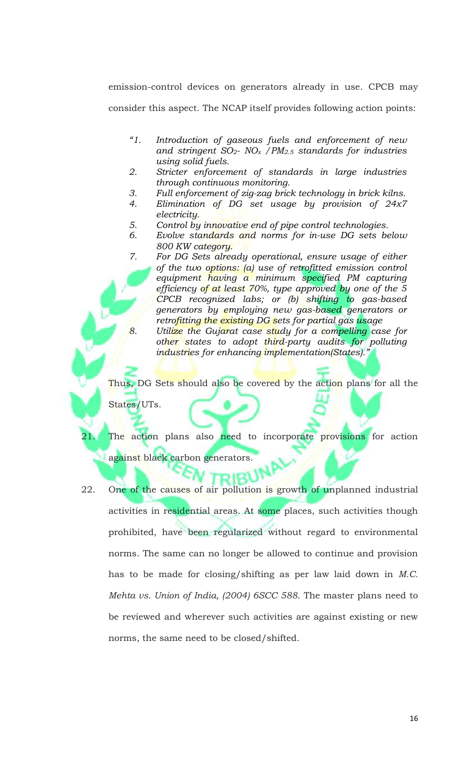emission-control devices on generators already in use. CPCB may consider this aspect. The NCAP itself provides following action points:

> *"1. Introduction of gaseous fuels and enforcement of new and stringent $SO_2$- $NO_x$ /$PM_{2.5}$ standards for industries using solid fuels.*
> *2. Stricter enforcement of standards in large industries through continuous monitoring.*
> *3. Full enforcement of zig-zag brick technology in brick kilns.*
> *4. Elimination of DG set usage by provision of 24x7 electricity.*
> *5. Control by innovative end of pipe control technologies.*
> *6. Evolve standards and norms for in-use DG sets below 800 KW category.*
> *7. For DG Sets already operational, ensure usage of either of the two options: (a) use of retrofitted emission control equipment having a minimum specified PM capturing efficiency of at least 70%, type approved by one of the 5 CPCB recognized labs; or (b) shifting to gas-based generators by employing new gas-based generators or retrofitting the existing DG sets for partial gas usage*
> *8. Utilize the Gujarat case study for a compelling case for other states to adopt third-party audits for polluting industries for enhancing implementation(States)."*

Thus, DG Sets should also be covered by the action plans for all the States/UTs.

21. The action plans also need to incorporate provisions for action against black carbon generators.

22. One of the causes of air pollution is growth of unplanned industrial activities in residential areas. At some places, such activities though prohibited, have been regularized without regard to environmental norms. The same can no longer be allowed to continue and provision has to be made for closing/shifting as per law laid down in *M.C. Mehta vs. Union of India, (2004) 6SCC 588*. The master plans need to be reviewed and wherever such activities are against existing or new norms, the same need to be closed/shifted.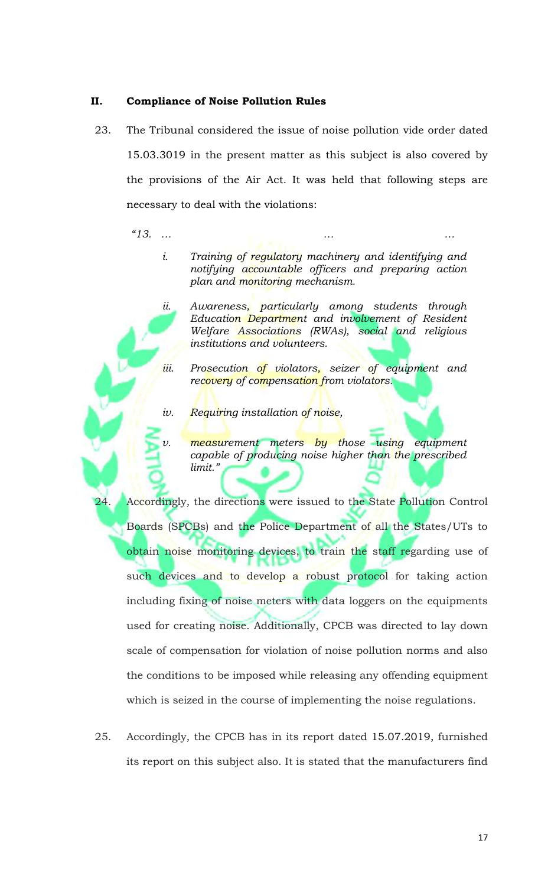## II. Compliance of Noise Pollution Rules

23. The Tribunal considered the issue of noise pollution vide order dated 15.03.3019 in the present matter as this subject is also covered by the provisions of the Air Act. It was held that following steps are necessary to deal with the violations:

> *"13. … … …*
>
> *i. Training of regulatory machinery and identifying and notifying accountable officers and preparing action plan and monitoring mechanism.*
>
> *ii. Awareness, particularly among students through Education Department and involvement of Resident Welfare Associations (RWAs), social and religious institutions and volunteers.*
>
> *iii. Prosecution of violators, seizer of equipment and recovery of compensation from violators.*
>
> *iv. Requiring installation of noise,*
>
> *v. measurement meters by those using equipment capable of producing noise higher than the prescribed limit."*

24. Accordingly, the directions were issued to the State Pollution Control Boards (SPCBs) and the Police Department of all the States/UTs to obtain noise monitoring devices, to train the staff regarding use of such devices and to develop a robust protocol for taking action including fixing of noise meters with data loggers on the equipments used for creating noise. Additionally, CPCB was directed to lay down scale of compensation for violation of noise pollution norms and also the conditions to be imposed while releasing any offending equipment which is seized in the course of implementing the noise regulations.

25. Accordingly, the CPCB has in its report dated 15.07.2019, furnished its report on this subject also. It is stated that the manufacturers find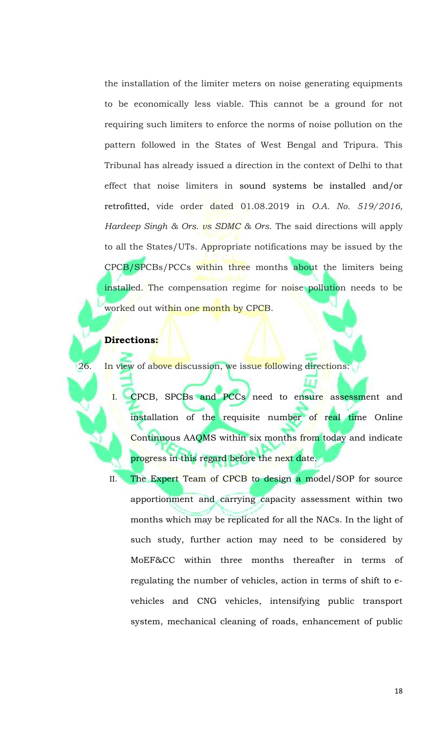the installation of the limiter meters on noise generating equipments to be economically less viable. This cannot be a ground for not requiring such limiters to enforce the norms of noise pollution on the pattern followed in the States of West Bengal and Tripura. This Tribunal has already issued a direction in the context of Delhi to that effect that noise limiters in sound systems be installed and/or retrofitted, vide order dated 01.08.2019 in *O.A. No. 519/2016, Hardeep Singh & Ors. vs SDMC & Ors*. The said directions will apply to all the States/UTs. Appropriate notifications may be issued by the CPCB/SPCBs/PCCs within three months about the limiters being installed. The compensation regime for noise pollution needs to be worked out within one month by CPCB.

**Directions:**

26. In view of above discussion, we issue following directions:

    I. CPCB, SPCBs and PCCs need to ensure assessment and installation of the requisite number of real time Online Continuous AAQMS within six months from today and indicate progress in this regard before the next date.

    II. The Expert Team of CPCB to design a model/SOP for source apportionment and carrying capacity assessment within two months which may be replicated for all the NACs. In the light of such study, further action may need to be considered by MoEF&CC within three months thereafter in terms of regulating the number of vehicles, action in terms of shift to e-vehicles and CNG vehicles, intensifying public transport system, mechanical cleaning of roads, enhancement of public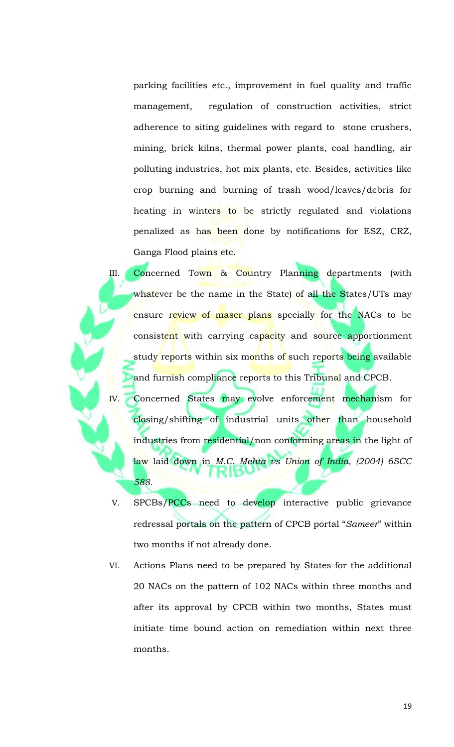parking facilities etc., improvement in fuel quality and traffic management, regulation of construction activities, strict adherence to siting guidelines with regard to stone crushers, mining, brick kilns, thermal power plants, coal handling, air polluting industries, hot mix plants, etc. Besides, activities like crop burning and burning of trash wood/leaves/debris for heating in winters to be strictly regulated and violations penalized as has been done by notifications for ESZ, CRZ, Ganga Flood plains etc.

III. Concerned Town & Country Planning departments (with whatever be the name in the State) of all the States/UTs may ensure review of maser plans specially for the NACs to be consistent with carrying capacity and source apportionment study reports within six months of such reports being available and furnish compliance reports to this Tribunal and CPCB.

IV. Concerned States may evolve enforcement mechanism for closing/shifting of industrial units other than household industries from residential/non conforming areas in the light of law laid down in *M.C. Mehta vs Union of India, (2004) 6SCC 588*.

V. SPCBs/PCCs need to develop interactive public grievance redressal portals on the pattern of CPCB portal "*Sameer*" within two months if not already done.

VI. Actions Plans need to be prepared by States for the additional 20 NACs on the pattern of 102 NACs within three months and after its approval by CPCB within two months, States must initiate time bound action on remediation within next three months.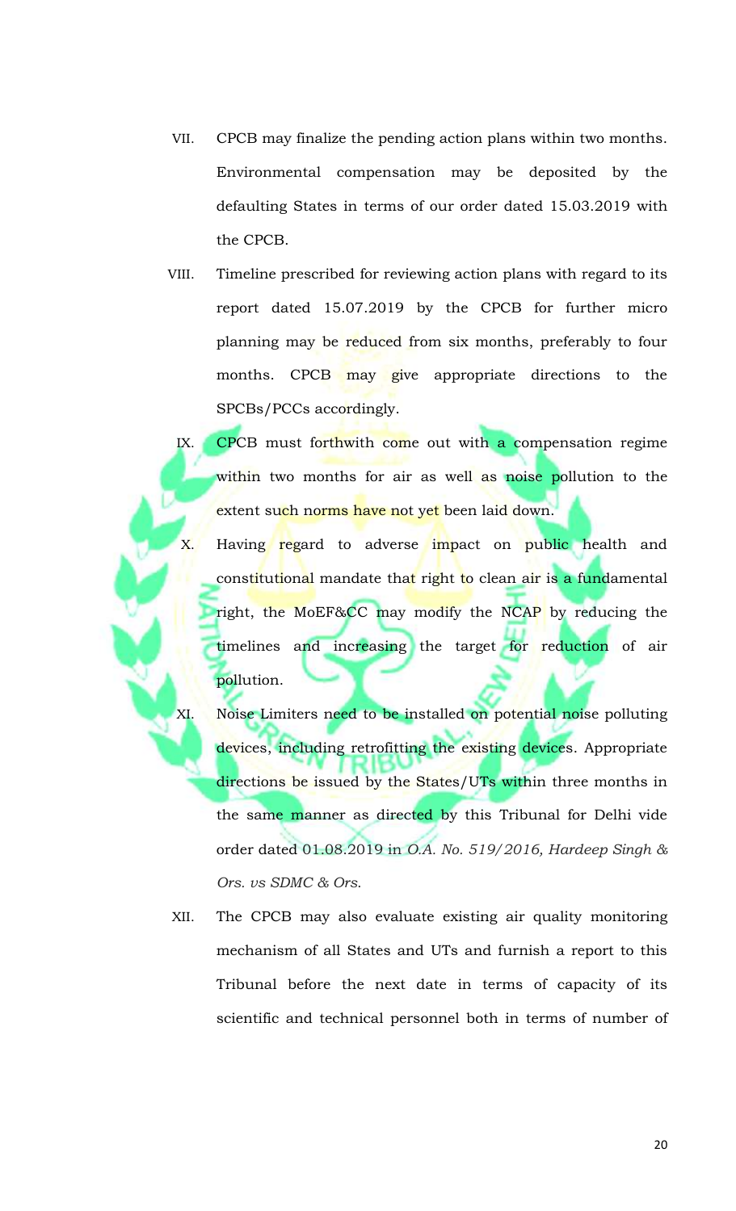VII. CPCB may finalize the pending action plans within two months. Environmental compensation may be deposited by the defaulting States in terms of our order dated 15.03.2019 with the CPCB.

VIII. Timeline prescribed for reviewing action plans with regard to its report dated 15.07.2019 by the CPCB for further micro planning may be reduced from six months, preferably to four months. CPCB may give appropriate directions to the SPCBs/PCCs accordingly.

IX. CPCB must forthwith come out with a compensation regime within two months for air as well as noise pollution to the extent such norms have not yet been laid down.

X. Having regard to adverse impact on public health and constitutional mandate that right to clean air is a fundamental right, the MoEF&CC may modify the NCAP by reducing the timelines and increasing the target for reduction of air pollution.

XI. Noise Limiters need to be installed on potential noise polluting devices, including retrofitting the existing devices. Appropriate directions be issued by the States/UTs within three months in the same manner as directed by this Tribunal for Delhi vide order dated 01.08.2019 in *O.A. No. 519/2016, Hardeep Singh & Ors. vs SDMC & Ors.*

XII. The CPCB may also evaluate existing air quality monitoring mechanism of all States and UTs and furnish a report to this Tribunal before the next date in terms of capacity of its scientific and technical personnel both in terms of number of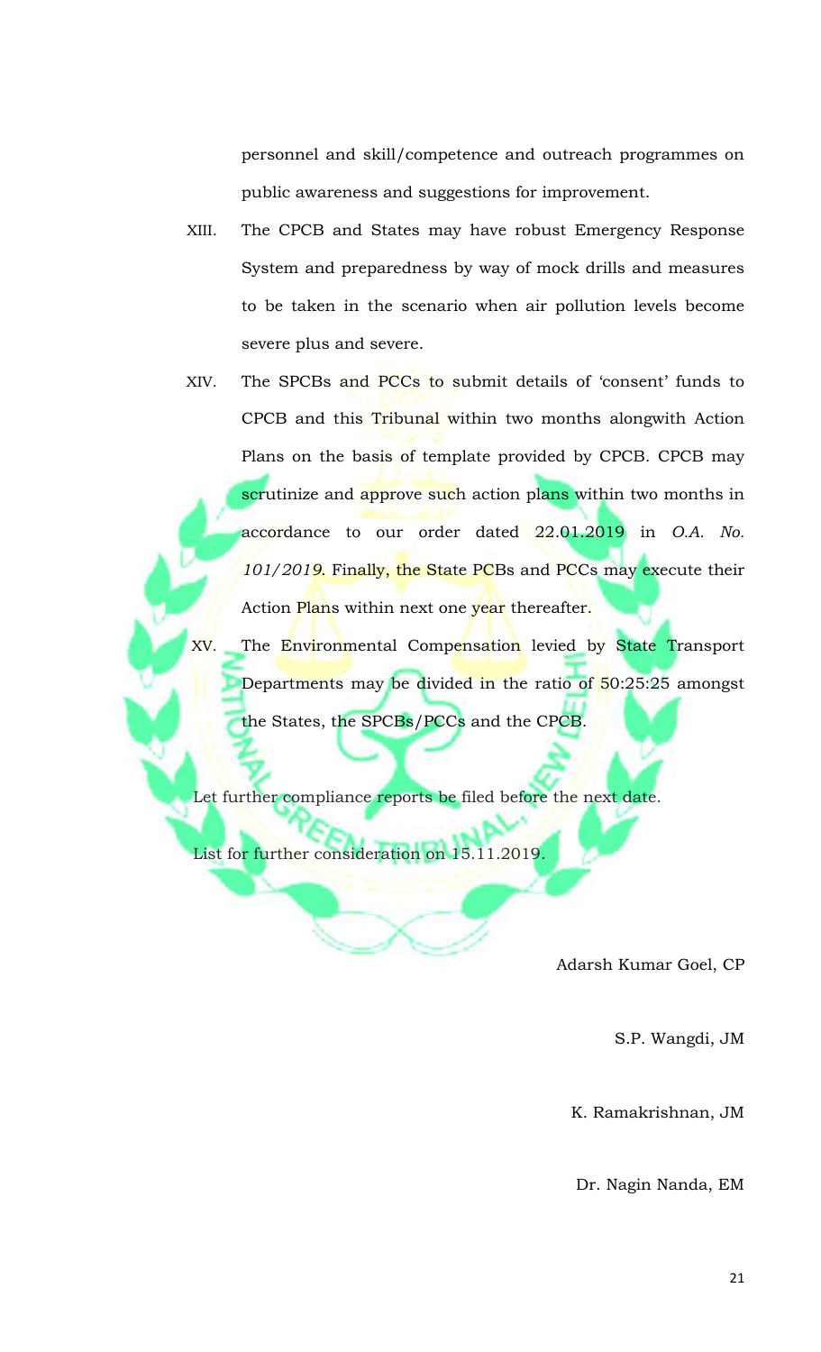personnel and skill/competence and outreach programmes on public awareness and suggestions for improvement.

XIII. The CPCB and States may have robust Emergency Response System and preparedness by way of mock drills and measures to be taken in the scenario when air pollution levels become severe plus and severe.

XIV. The SPCBs and PCCs to submit details of 'consent' funds to CPCB and this Tribunal within two months alongwith Action Plans on the basis of template provided by CPCB. CPCB may scrutinize and approve such action plans within two months in accordance to our order dated 22.01.2019 in *O.A. No. 101/2019*. Finally, the State PCBs and PCCs may execute their Action Plans within next one year thereafter.

XV. The Environmental Compensation levied by State Transport Departments may be divided in the ratio of 50:25:25 amongst the States, the SPCBs/PCCs and the CPCB.

Let further compliance reports be filed before the next date.

List for further consideration on 15.11.2019.

Adarsh Kumar Goel, CP

S.P. Wangdi, JM

K. Ramakrishnan, JM

Dr. Nagin Nanda, EM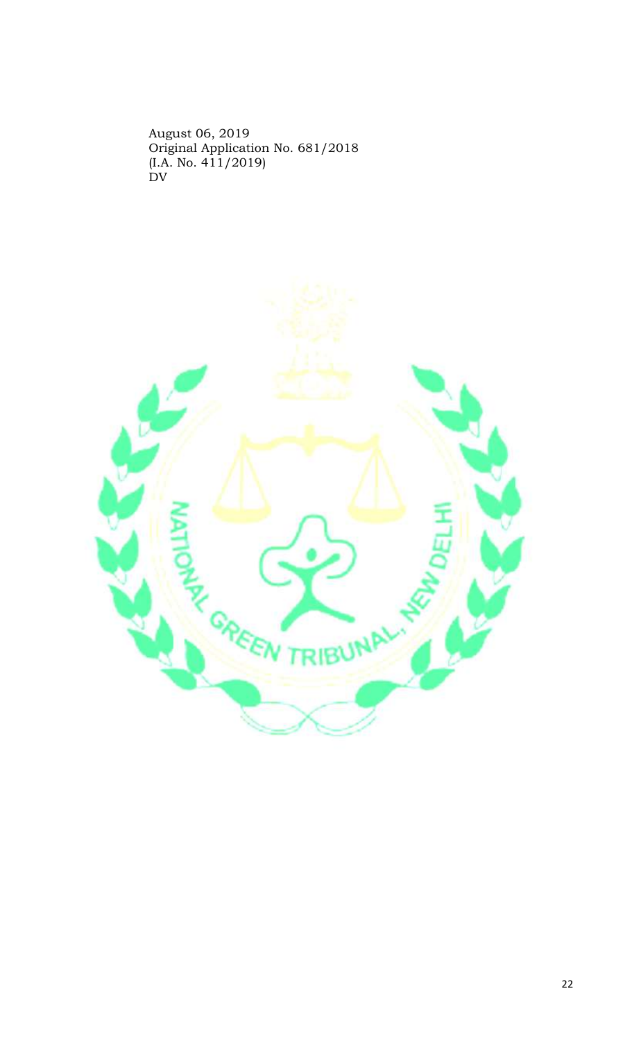August 06, 2019
Original Application No. 681/2018
(I.A. No. 411/2019)
DV